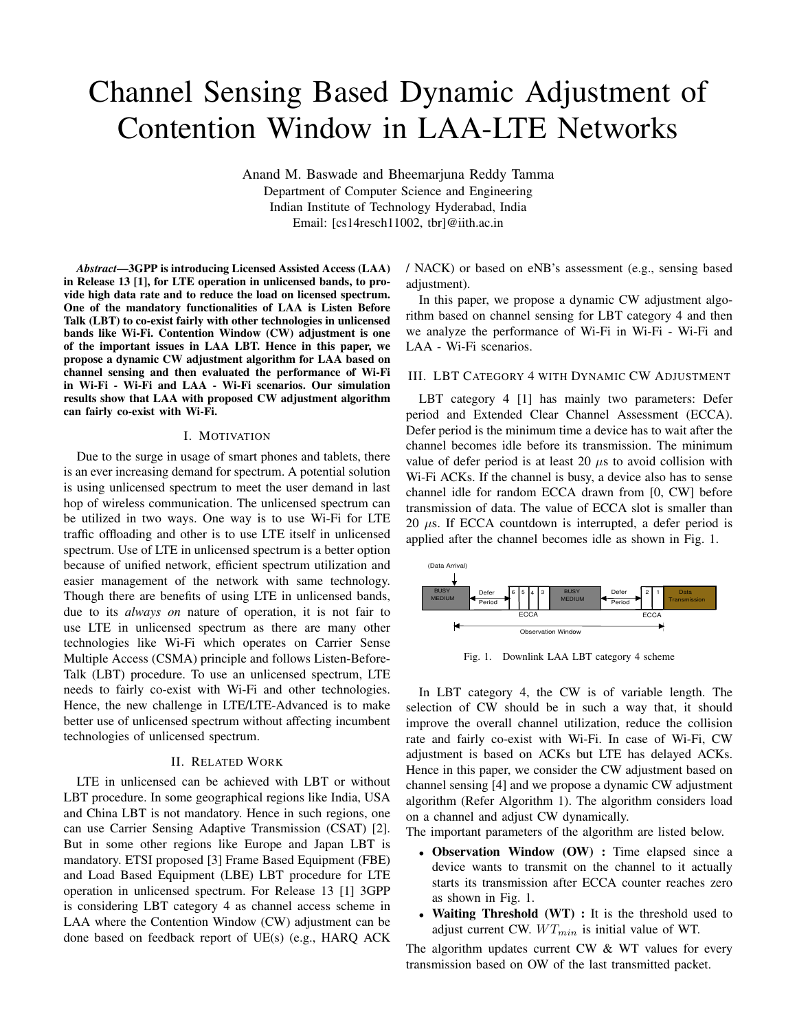# Channel Sensing Based Dynamic Adjustment of Contention Window in LAA-LTE Networks

Anand M. Baswade and Bheemarjuna Reddy Tamma
Department of Computer Science and Engineering
Indian Institute of Technology Hyderabad, India
Email: [cs14resch11002, tbr]@iith.ac.in

***Abstract*—3GPP is introducing Licensed Assisted Access (LAA) in Release 13 [1], for LTE operation in unlicensed bands, to provide high data rate and to reduce the load on licensed spectrum. One of the mandatory functionalities of LAA is Listen Before Talk (LBT) to co-exist fairly with other technologies in unlicensed bands like Wi-Fi. Contention Window (CW) adjustment is one of the important issues in LAA LBT. Hence in this paper, we propose a dynamic CW adjustment algorithm for LAA based on channel sensing and then evaluated the performance of Wi-Fi in Wi-Fi - Wi-Fi and LAA - Wi-Fi scenarios. Our simulation results show that LAA with proposed CW adjustment algorithm can fairly co-exist with Wi-Fi.**

## I. Motivation

Due to the surge in usage of smart phones and tablets, there is an ever increasing demand for spectrum. A potential solution is using unlicensed spectrum to meet the user demand in last hop of wireless communication. The unlicensed spectrum can be utilized in two ways. One way is to use Wi-Fi for LTE traffic offloading and other is to use LTE itself in unlicensed spectrum. Use of LTE in unlicensed spectrum is a better option because of unified network, efficient spectrum utilization and easier management of the network with same technology. Though there are benefits of using LTE in unlicensed bands, due to its *always on* nature of operation, it is not fair to use LTE in unlicensed spectrum as there are many other technologies like Wi-Fi which operates on Carrier Sense Multiple Access (CSMA) principle and follows Listen-Before-Talk (LBT) procedure. To use an unlicensed spectrum, LTE needs to fairly co-exist with Wi-Fi and other technologies. Hence, the new challenge in LTE/LTE-Advanced is to make better use of unlicensed spectrum without affecting incumbent technologies of unlicensed spectrum.

## II. Related Work

LTE in unlicensed can be achieved with LBT or without LBT procedure. In some geographical regions like India, USA and China LBT is not mandatory. Hence in such regions, one can use Carrier Sensing Adaptive Transmission (CSAT) [2]. But in some other regions like Europe and Japan LBT is mandatory. ETSI proposed [3] Frame Based Equipment (FBE) and Load Based Equipment (LBE) LBT procedure for LTE operation in unlicensed spectrum. For Release 13 [1] 3GPP is considering LBT category 4 as channel access scheme in LAA where the Contention Window (CW) adjustment can be done based on feedback report of UE(s) (e.g., HARQ ACK / NACK) or based on eNB's assessment (e.g., sensing based adjustment).

In this paper, we propose a dynamic CW adjustment algorithm based on channel sensing for LBT category 4 and then we analyze the performance of Wi-Fi in Wi-Fi - Wi-Fi and LAA - Wi-Fi scenarios.

## III. LBT Category 4 with Dynamic CW Adjustment

LBT category 4 [1] has mainly two parameters: Defer period and Extended Clear Channel Assessment (ECCA). Defer period is the minimum time a device has to wait after the channel becomes idle before its transmission. The minimum value of defer period is at least 20 $\mu$s to avoid collision with Wi-Fi ACKs. If the channel is busy, a device also has to sense channel idle for random ECCA drawn from [0, CW] before transmission of data. The value of ECCA slot is smaller than 20 $\mu$s. If ECCA countdown is interrupted, a defer period is applied after the channel becomes idle as shown in Fig. 1.

(Data Arrival) | BUSY MEDIUM | Defer Period | 6 5 4 3 (ECCA) | BUSY MEDIUM | Defer Period | 2 1 (ECCA) | Data Transmission | Observation Window

Fig. 1. Downlink LAA LBT category 4 scheme

In LBT category 4, the CW is of variable length. The selection of CW should be in such a way that, it should improve the overall channel utilization, reduce the collision rate and fairly co-exist with Wi-Fi. In case of Wi-Fi, CW adjustment is based on ACKs but LTE has delayed ACKs. Hence in this paper, we consider the CW adjustment based on channel sensing [4] and we propose a dynamic CW adjustment algorithm (Refer Algorithm 1). The algorithm considers load on a channel and adjust CW dynamically.

The important parameters of the algorithm are listed below.

- **Observation Window (OW) :** Time elapsed since a device wants to transmit on the channel to it actually starts its transmission after ECCA counter reaches zero as shown in Fig. 1.
- **Waiting Threshold (WT) :** It is the threshold used to adjust current CW. $WT_{min}$ is initial value of WT.

The algorithm updates current CW & WT values for every transmission based on OW of the last transmitted packet.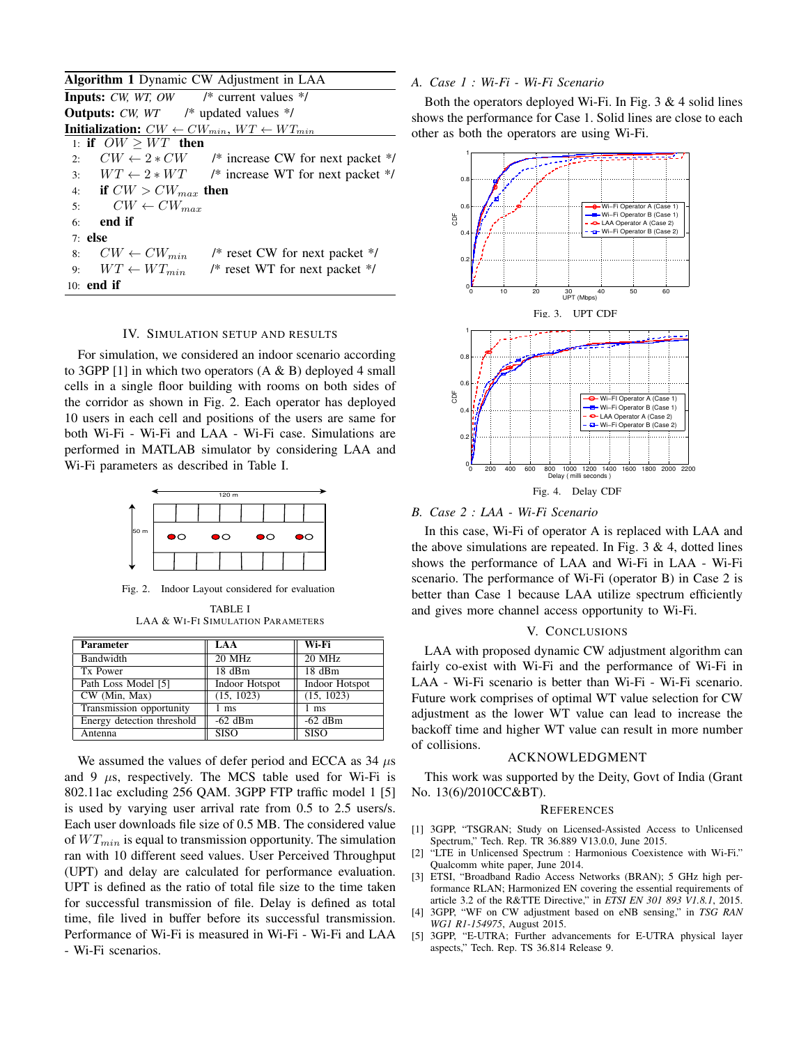**Algorithm 1** Dynamic CW Adjustment in LAA

**Inputs:** $CW$, $WT$, $OW$ /* current values */
**Outputs:** $CW$, $WT$ /* updated values */
**Initialization:** $CW \leftarrow CW_{min}$, $WT \leftarrow WT_{min}$

```
1:  if OW ≥ WT then
2:      CW ← 2 * CW        /* increase CW for next packet */
3:      WT ← 2 * WT        /* increase WT for next packet */
4:      if CW > CW_max then
5:          CW ← CW_max
6:      end if
7:  else
8:      CW ← CW_min        /* reset CW for next packet */
9:      WT ← WT_min        /* reset WT for next packet */
10: end if
```

## IV. Simulation Setup and Results

For simulation, we considered an indoor scenario according to 3GPP [1] in which two operators (A & B) deployed 4 small cells in a single floor building with rooms on both sides of the corridor as shown in Fig. 2. Each operator has deployed 10 users in each cell and positions of the users are same for both Wi-Fi - Wi-Fi and LAA - Wi-Fi case. Simulations are performed in MATLAB simulator by considering LAA and Wi-Fi parameters as described in Table I.

120 m
50 m

Fig. 2. Indoor Layout considered for evaluation

TABLE I
LAA & Wi-Fi Simulation Parameters

| Parameter | LAA | Wi-Fi |
|---|---|---|
| Bandwidth | 20 MHz | 20 MHz |
| Tx Power | 18 dBm | 18 dBm |
| Path Loss Model [5] | Indoor Hotspot | Indoor Hotspot |
| CW (Min, Max) | (15, 1023) | (15, 1023) |
| Transmission opportunity | 1 ms | 1 ms |
| Energy detection threshold | -62 dBm | -62 dBm |
| Antenna | SISO | SISO |

We assumed the values of defer period and ECCA as 34 $\mu$s and 9 $\mu$s, respectively. The MCS table used for Wi-Fi is 802.11ac excluding 256 QAM. 3GPP FTP traffic model 1 [5] is used by varying user arrival rate from 0.5 to 2.5 users/s. Each user downloads file size of 0.5 MB. The considered value of $WT_{min}$ is equal to transmission opportunity. The simulation ran with 10 different seed values. User Perceived Throughput (UPT) and delay are calculated for performance evaluation. UPT is defined as the ratio of total file size to the time taken for successful transmission of file. Delay is defined as total time, file lived in buffer before its successful transmission. Performance of Wi-Fi is measured in Wi-Fi - Wi-Fi and LAA - Wi-Fi scenarios.

### A. Case 1 : Wi-Fi - Wi-Fi Scenario

Both the operators deployed Wi-Fi. In Fig. 3 & 4 solid lines shows the performance for Case 1. Solid lines are close to each other as both the operators are using Wi-Fi.

CDF
UPT (Mbps)
Wi-Fi Operator A (Case 1)
Wi-Fi Operator B (Case 1)
LAA Operator A (Case 2)
Wi-Fi Operator B (Case 2)

Fig. 3. UPT CDF

CDF
Delay ( milli seconds )
Wi-FI Operator A (Case 1)
Wi-Fi Operator B (Case 1)
LAA Operator A (Case 2)
Wi-Fi Operator B (Case 2)

Fig. 4. Delay CDF

### B. Case 2 : LAA - Wi-Fi Scenario

In this case, Wi-Fi of operator A is replaced with LAA and the above simulations are repeated. In Fig. 3 & 4, dotted lines shows the performance of LAA and Wi-Fi in LAA - Wi-Fi scenario. The performance of Wi-Fi (operator B) in Case 2 is better than Case 1 because LAA utilize spectrum efficiently and gives more channel access opportunity to Wi-Fi.

## V. Conclusions

LAA with proposed dynamic CW adjustment algorithm can fairly co-exist with Wi-Fi and the performance of Wi-Fi in LAA - Wi-Fi scenario is better than Wi-Fi - Wi-Fi scenario. Future work comprises of optimal WT value selection for CW adjustment as the lower WT value can lead to increase the backoff time and higher WT value can result in more number of collisions.

## Acknowledgment

This work was supported by the Deity, Govt of India (Grant No. 13(6)/2010CC&BT).

## References

[1] 3GPP, "TSGRAN; Study on Licensed-Assisted Access to Unlicensed Spectrum," Tech. Rep. TR 36.889 V13.0.0, June 2015.

[2] "LTE in Unlicensed Spectrum : Harmonious Coexistence with Wi-Fi." Qualcomm white paper, June 2014.

[3] ETSI, "Broadband Radio Access Networks (BRAN); 5 GHz high performance RLAN; Harmonized EN covering the essential requirements of article 3.2 of the R&TTE Directive," in *ETSI EN 301 893 V1.8.1*, 2015.

[4] 3GPP, "WF on CW adjustment based on eNB sensing," in *TSG RAN WG1 R1-154975*, August 2015.

[5] 3GPP, "E-UTRA; Further advancements for E-UTRA physical layer aspects," Tech. Rep. TS 36.814 Release 9.